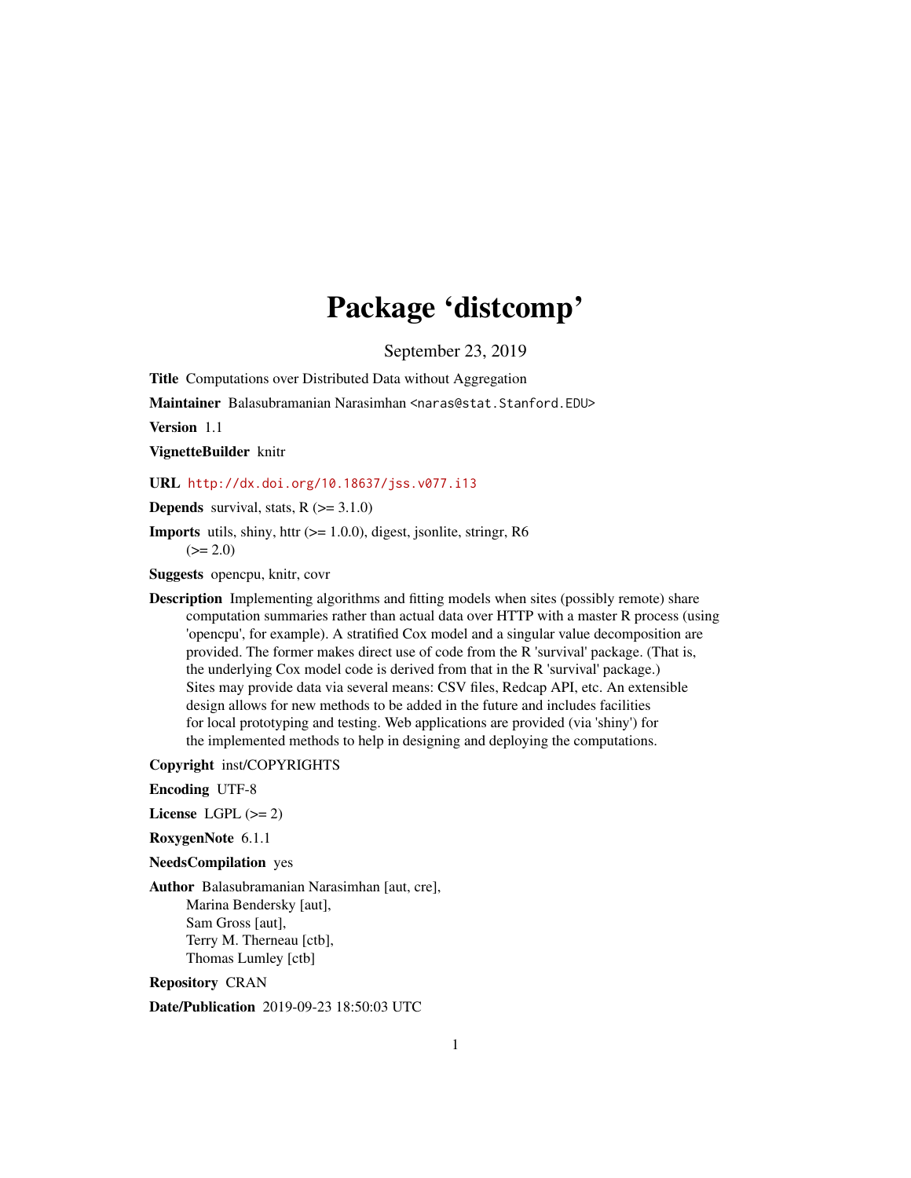# Package 'distcomp'

September 23, 2019

**Title** Computations over Distributed Data without Aggregation

**Maintainer** Balasubramanian Narasimhan <naras@stat.Stanford.EDU>

**Version** 1.1

**VignetteBuilder** knitr

**URL** http://dx.doi.org/10.18637/jss.v077.i13

**Depends** survival, stats, R (>= 3.1.0)

**Imports** utils, shiny, httr (>= 1.0.0), digest, jsonlite, stringr, R6 (>= 2.0)

**Suggests** opencpu, knitr, covr

**Description** Implementing algorithms and fitting models when sites (possibly remote) share computation summaries rather than actual data over HTTP with a master R process (using 'opencpu', for example). A stratified Cox model and a singular value decomposition are provided. The former makes direct use of code from the R 'survival' package. (That is, the underlying Cox model code is derived from that in the R 'survival' package.) Sites may provide data via several means: CSV files, Redcap API, etc. An extensible design allows for new methods to be added in the future and includes facilities for local prototyping and testing. Web applications are provided (via 'shiny') for the implemented methods to help in designing and deploying the computations.

**Copyright** inst/COPYRIGHTS

**Encoding** UTF-8

**License** LGPL (>= 2)

**RoxygenNote** 6.1.1

**NeedsCompilation** yes

**Author** Balasubramanian Narasimhan [aut, cre],
Marina Bendersky [aut],
Sam Gross [aut],
Terry M. Therneau [ctb],
Thomas Lumley [ctb]

**Repository** CRAN

**Date/Publication** 2019-09-23 18:50:03 UTC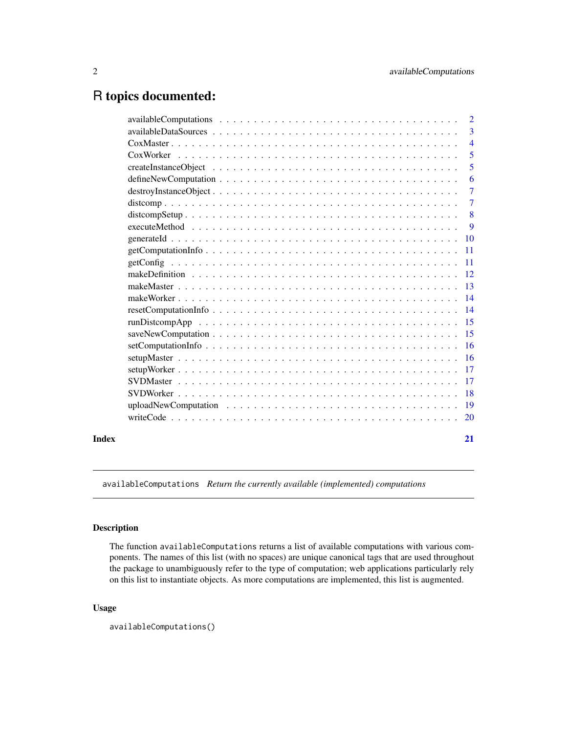# R topics documented:

| | |
|---|---|
| availableComputations | 2 |
| availableDataSources | 3 |
| CoxMaster | 4 |
| CoxWorker | 5 |
| createInstanceObject | 5 |
| defineNewComputation | 6 |
| destroyInstanceObject | 7 |
| distcomp | 7 |
| distcompSetup | 8 |
| executeMethod | 9 |
| generateId | 10 |
| getComputationInfo | 11 |
| getConfig | 11 |
| makeDefinition | 12 |
| makeMaster | 13 |
| makeWorker | 14 |
| resetComputationInfo | 14 |
| runDistcompApp | 15 |
| saveNewComputation | 15 |
| setComputationInfo | 16 |
| setupMaster | 16 |
| setupWorker | 17 |
| SVDMaster | 17 |
| SVDWorker | 18 |
| uploadNewComputation | 19 |
| writeCode | 20 |

**Index** 21

---

`availableComputations` *Return the currently available (implemented) computations*

---

### Description

The function `availableComputations` returns a list of available computations with various components. The names of this list (with no spaces) are unique canonical tags that are used throughout the package to unambiguously refer to the type of computation; web applications particularly rely on this list to instantiate objects. As more computations are implemented, this list is augmented.

### Usage

```
availableComputations()
```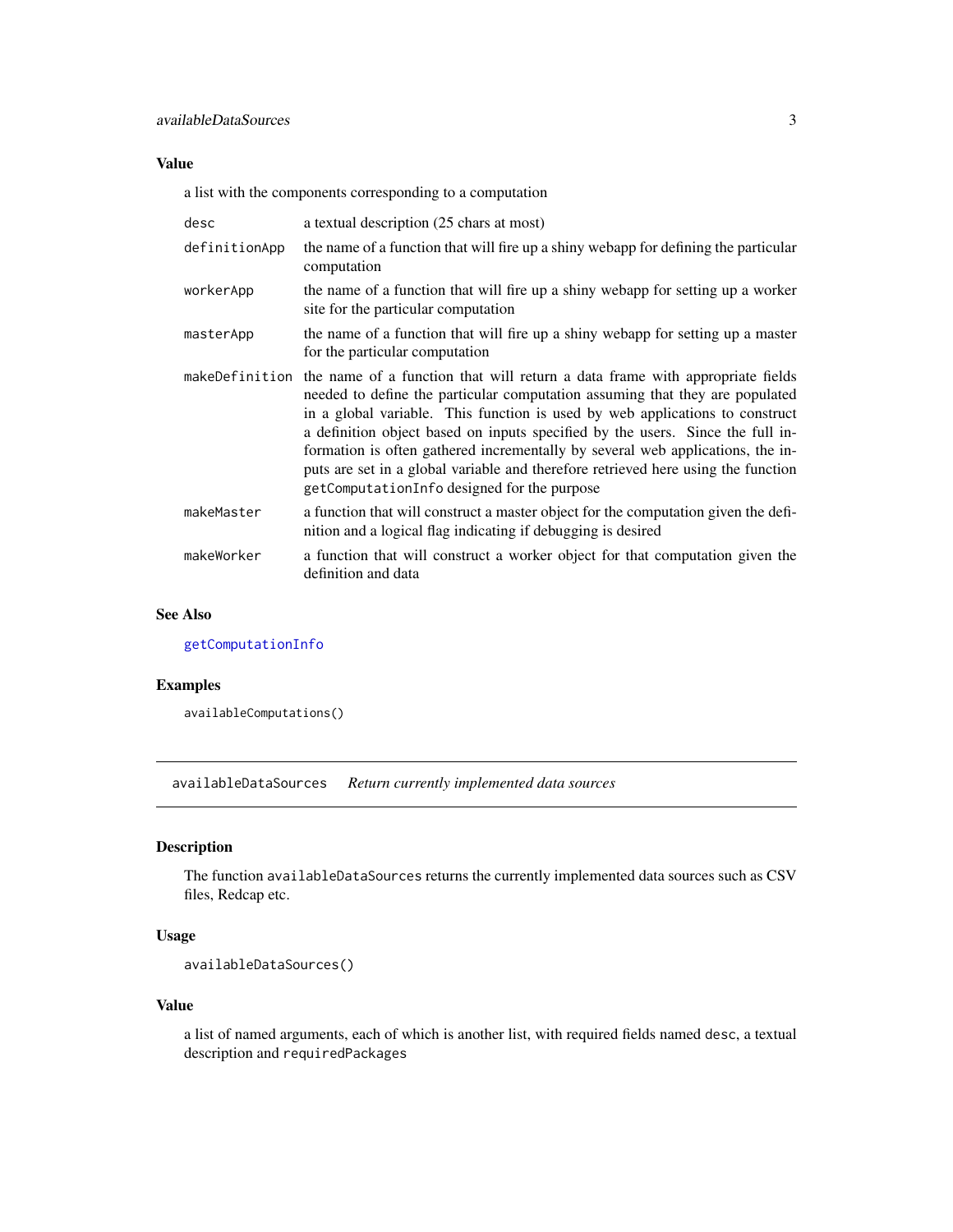### Value

a list with the components corresponding to a computation

| | |
|---|---|
| `desc` | a textual description (25 chars at most) |
| `definitionApp` | the name of a function that will fire up a shiny webapp for defining the particular computation |
| `workerApp` | the name of a function that will fire up a shiny webapp for setting up a worker site for the particular computation |
| `masterApp` | the name of a function that will fire up a shiny webapp for setting up a master for the particular computation |
| `makeDefinition` | the name of a function that will return a data frame with appropriate fields needed to define the particular computation assuming that they are populated in a global variable. This function is used by web applications to construct a definition object based on inputs specified by the users. Since the full information is often gathered incrementally by several web applications, the inputs are set in a global variable and therefore retrieved here using the function `getComputationInfo` designed for the purpose |
| `makeMaster` | a function that will construct a master object for the computation given the definition and a logical flag indicating if debugging is desired |
| `makeWorker` | a function that will construct a worker object for that computation given the definition and data |

### See Also

getComputationInfo

### Examples

```
availableComputations()
```

---

## availableDataSources *Return currently implemented data sources*

### Description

The function `availableDataSources` returns the currently implemented data sources such as CSV files, Redcap etc.

### Usage

```
availableDataSources()
```

### Value

a list of named arguments, each of which is another list, with required fields named `desc`, a textual description and `requiredPackages`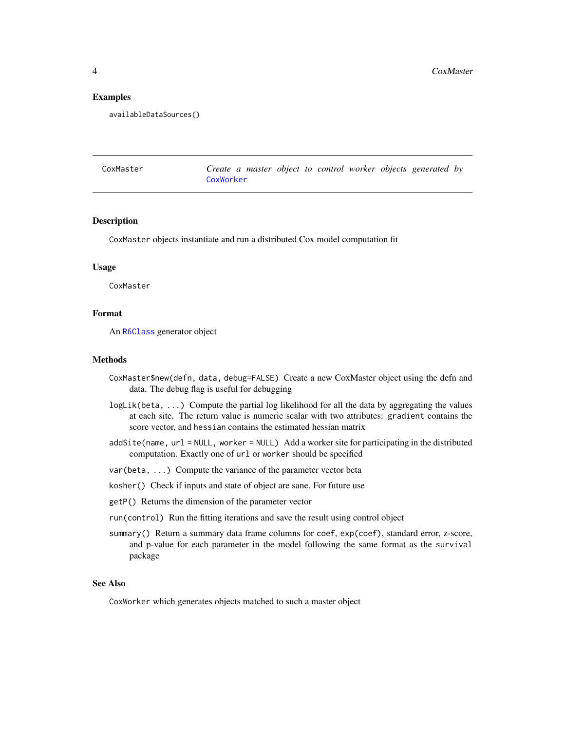## Examples

```
availableDataSources()
```

---

`CoxMaster` *Create a master object to control worker objects generated by* `CoxWorker`

---

### Description

`CoxMaster` objects instantiate and run a distributed Cox model computation fit

### Usage

```
CoxMaster
```

### Format

An `R6Class` generator object

### Methods

`CoxMaster$new(defn, data, debug=FALSE)` Create a new CoxMaster object using the defn and data. The debug flag is useful for debugging

`logLik(beta, ...)` Compute the partial log likelihood for all the data by aggregating the values at each site. The return value is numeric scalar with two attributes: `gradient` contains the score vector, and `hessian` contains the estimated hessian matrix

`addSite(name, url = NULL, worker = NULL)` Add a worker site for participating in the distributed computation. Exactly one of `url` or `worker` should be specified

`var(beta, ...)` Compute the variance of the parameter vector beta

`kosher()` Check if inputs and state of object are sane. For future use

`getP()` Returns the dimension of the parameter vector

`run(control)` Run the fitting iterations and save the result using control object

`summary()` Return a summary data frame columns for `coef`, `exp(coef)`, standard error, z-score, and p-value for each parameter in the model following the same format as the `survival` package

### See Also

`CoxWorker` which generates objects matched to such a master object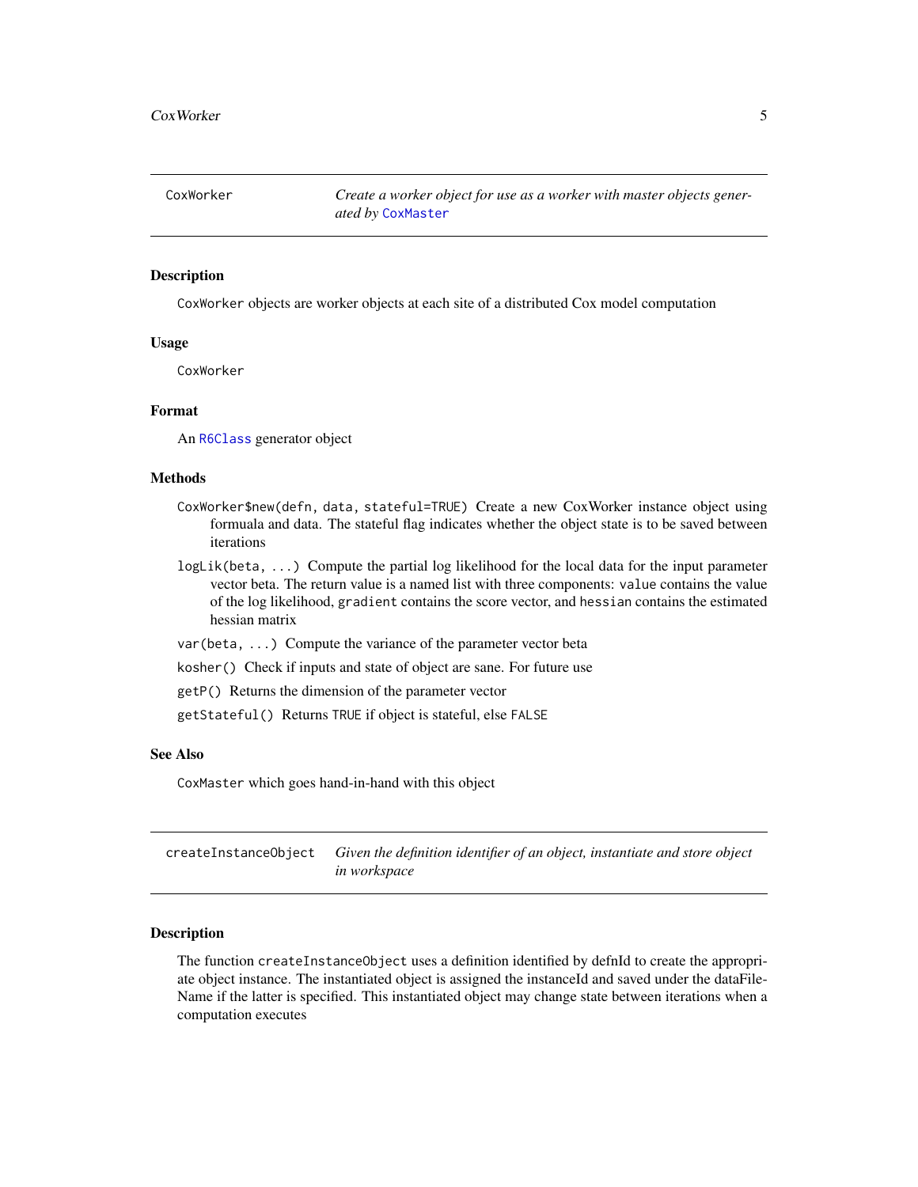## CoxWorker — *Create a worker object for use as a worker with master objects generated by* CoxMaster

### Description

`CoxWorker` objects are worker objects at each site of a distributed Cox model computation

### Usage

```
CoxWorker
```

### Format

An `R6Class` generator object

### Methods

`CoxWorker$new(defn, data, stateful=TRUE)` Create a new CoxWorker instance object using formuala and data. The stateful flag indicates whether the object state is to be saved between iterations

`logLik(beta, ...)` Compute the partial log likelihood for the local data for the input parameter vector beta. The return value is a named list with three components: `value` contains the value of the log likelihood, `gradient` contains the score vector, and `hessian` contains the estimated hessian matrix

`var(beta, ...)` Compute the variance of the parameter vector beta

`kosher()` Check if inputs and state of object are sane. For future use

`getP()` Returns the dimension of the parameter vector

`getStateful()` Returns `TRUE` if object is stateful, else `FALSE`

### See Also

`CoxMaster` which goes hand-in-hand with this object

## createInstanceObject — *Given the definition identifier of an object, instantiate and store object in workspace*

### Description

The function `createInstanceObject` uses a definition identified by defnId to create the appropriate object instance. The instantiated object is assigned the instanceId and saved under the dataFileName if the latter is specified. This instantiated object may change state between iterations when a computation executes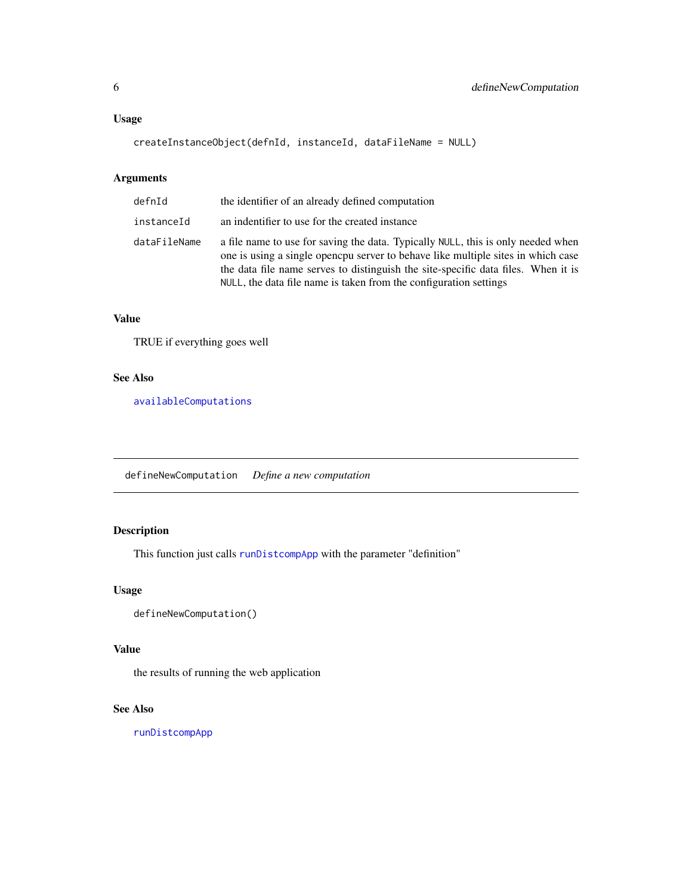### Usage

```
createInstanceObject(defnId, instanceId, dataFileName = NULL)
```

### Arguments

| | |
|---|---|
| defnId | the identifier of an already defined computation |
| instanceId | an indentifier to use for the created instance |
| dataFileName | a file name to use for saving the data. Typically NULL, this is only needed when one is using a single opencpu server to behave like multiple sites in which case the data file name serves to distinguish the site-specific data files. When it is NULL, the data file name is taken from the configuration settings |

### Value

TRUE if everything goes well

### See Also

availableComputations

---

## defineNewComputation *Define a new computation*

---

### Description

This function just calls runDistcompApp with the parameter "definition"

### Usage

```
defineNewComputation()
```

### Value

the results of running the web application

### See Also

runDistcompApp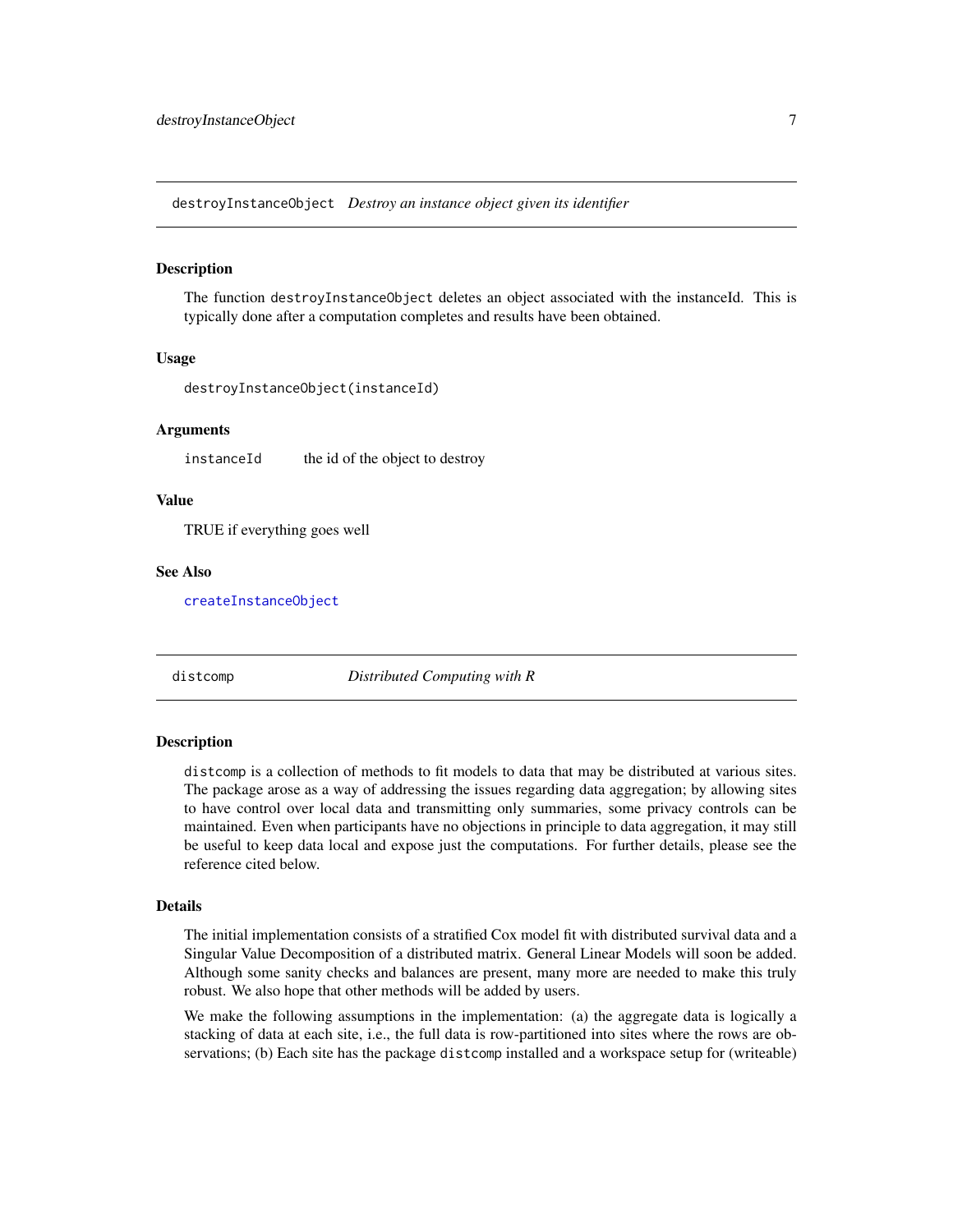## destroyInstanceObject — *Destroy an instance object given its identifier*

### Description

The function `destroyInstanceObject` deletes an object associated with the instanceId. This is typically done after a computation completes and results have been obtained.

### Usage

```
destroyInstanceObject(instanceId)
```

### Arguments

| | |
|---|---|
| `instanceId` | the id of the object to destroy |

### Value

TRUE if everything goes well

### See Also

`createInstanceObject`

## distcomp — *Distributed Computing with R*

### Description

`distcomp` is a collection of methods to fit models to data that may be distributed at various sites. The package arose as a way of addressing the issues regarding data aggregation; by allowing sites to have control over local data and transmitting only summaries, some privacy controls can be maintained. Even when participants have no objections in principle to data aggregation, it may still be useful to keep data local and expose just the computations. For further details, please see the reference cited below.

### Details

The initial implementation consists of a stratified Cox model fit with distributed survival data and a Singular Value Decomposition of a distributed matrix. General Linear Models will soon be added. Although some sanity checks and balances are present, many more are needed to make this truly robust. We also hope that other methods will be added by users.

We make the following assumptions in the implementation: (a) the aggregate data is logically a stacking of data at each site, i.e., the full data is row-partitioned into sites where the rows are observations; (b) Each site has the package `distcomp` installed and a workspace setup for (writeable)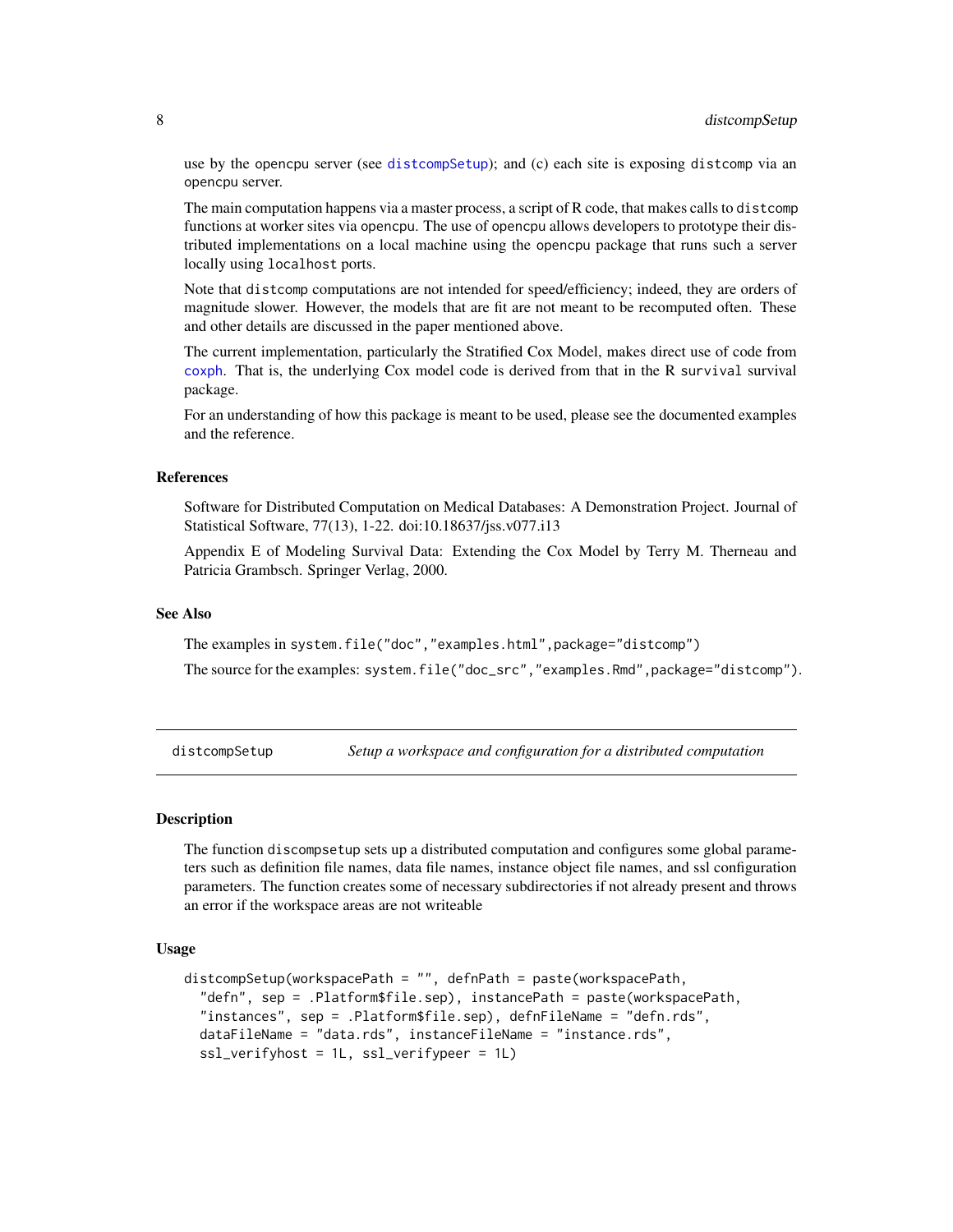use by the opencpu server (see distcompSetup); and (c) each site is exposing distcomp via an opencpu server.

The main computation happens via a master process, a script of R code, that makes calls to distcomp functions at worker sites via opencpu. The use of opencpu allows developers to prototype their distributed implementations on a local machine using the opencpu package that runs such a server locally using localhost ports.

Note that distcomp computations are not intended for speed/efficiency; indeed, they are orders of magnitude slower. However, the models that are fit are not meant to be recomputed often. These and other details are discussed in the paper mentioned above.

The current implementation, particularly the Stratified Cox Model, makes direct use of code from coxph. That is, the underlying Cox model code is derived from that in the R survival survival package.

For an understanding of how this package is meant to be used, please see the documented examples and the reference.

### References

Software for Distributed Computation on Medical Databases: A Demonstration Project. Journal of Statistical Software, 77(13), 1-22. doi:10.18637/jss.v077.i13

Appendix E of Modeling Survival Data: Extending the Cox Model by Terry M. Therneau and Patricia Grambsch. Springer Verlag, 2000.

### See Also

The examples in `system.file("doc","examples.html",package="distcomp")`

The source for the examples: `system.file("doc_src","examples.Rmd",package="distcomp")`.

---

## distcompSetup — *Setup a workspace and configuration for a distributed computation*

### Description

The function discompsetup sets up a distributed computation and configures some global parameters such as definition file names, data file names, instance object file names, and ssl configuration parameters. The function creates some of necessary subdirectories if not already present and throws an error if the workspace areas are not writeable

### Usage

```
distcompSetup(workspacePath = "", defnPath = paste(workspacePath,
  "defn", sep = .Platform$file.sep), instancePath = paste(workspacePath,
  "instances", sep = .Platform$file.sep), defnFileName = "defn.rds",
  dataFileName = "data.rds", instanceFileName = "instance.rds",
  ssl_verifyhost = 1L, ssl_verifypeer = 1L)
```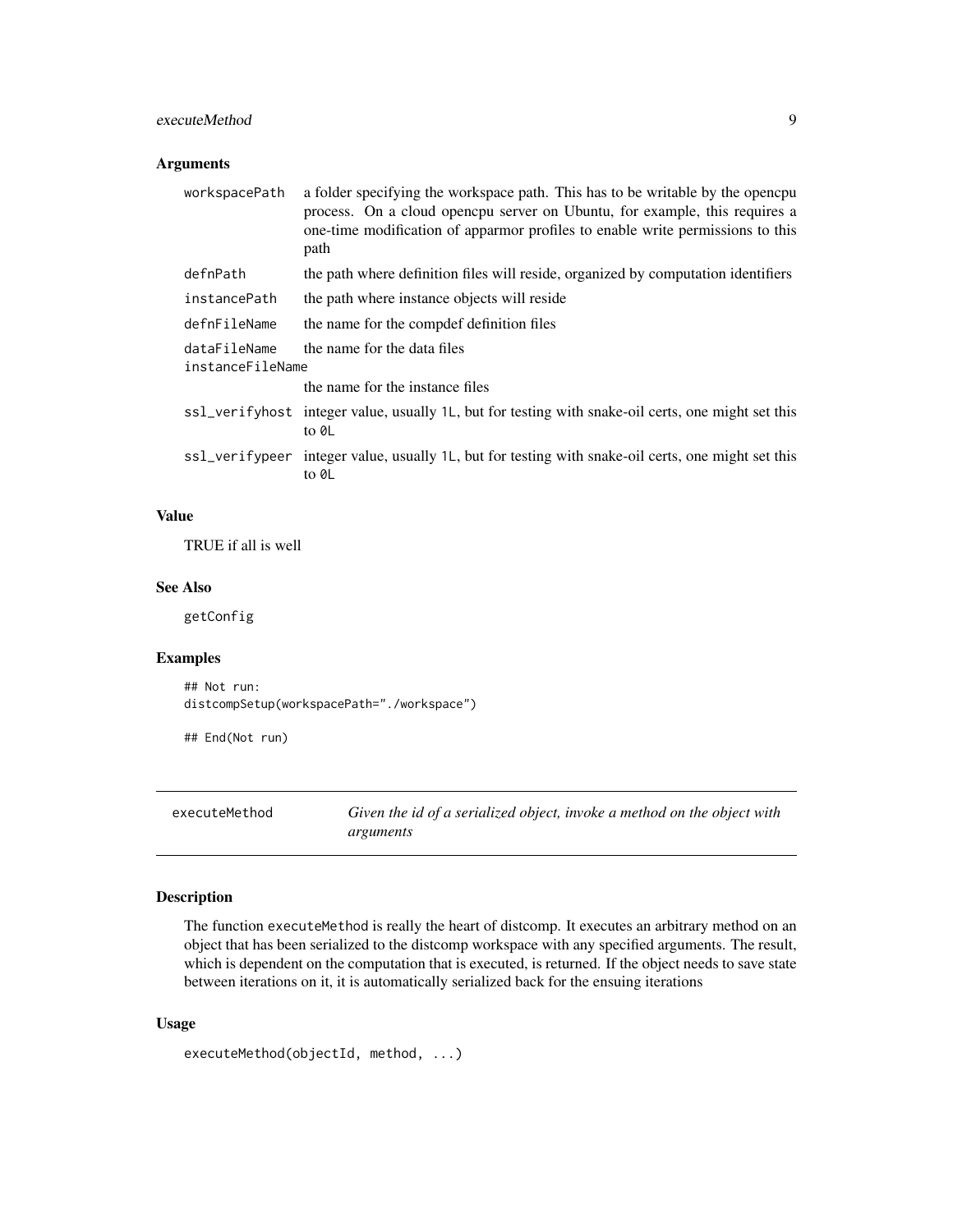### Arguments

| | |
|---|---|
| `workspacePath` | a folder specifying the workspace path. This has to be writable by the opencpu process. On a cloud opencpu server on Ubuntu, for example, this requires a one-time modification of apparmor profiles to enable write permissions to this path |
| `defnPath` | the path where definition files will reside, organized by computation identifiers |
| `instancePath` | the path where instance objects will reside |
| `defnFileName` | the name for the compdef definition files |
| `dataFileName` | the name for the data files |
| `instanceFileName` | the name for the instance files |
| `ssl_verifyhost` | integer value, usually `1L`, but for testing with snake-oil certs, one might set this to `0L` |
| `ssl_verifypeer` | integer value, usually `1L`, but for testing with snake-oil certs, one might set this to `0L` |

### Value

TRUE if all is well

### See Also

`getConfig`

### Examples

```
## Not run:
distcompSetup(workspacePath="./workspace")

## End(Not run)
```

---

## executeMethod — *Given the id of a serialized object, invoke a method on the object with arguments*

### Description

The function `executeMethod` is really the heart of distcomp. It executes an arbitrary method on an object that has been serialized to the distcomp workspace with any specified arguments. The result, which is dependent on the computation that is executed, is returned. If the object needs to save state between iterations on it, it is automatically serialized back for the ensuing iterations

### Usage

```
executeMethod(objectId, method, ...)
```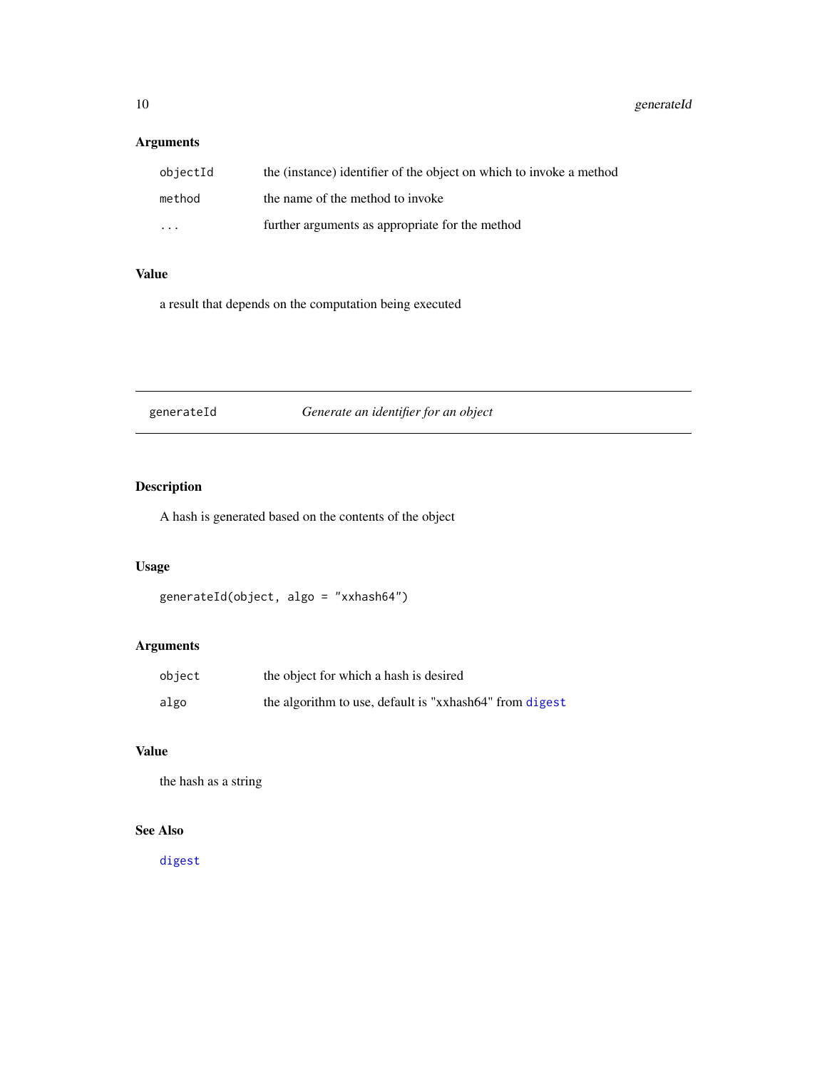### Arguments

| | |
|---|---|
| `objectId` | the (instance) identifier of the object on which to invoke a method |
| `method` | the name of the method to invoke |
| `...` | further arguments as appropriate for the method |

### Value

a result that depends on the computation being executed

---

## generateId — *Generate an identifier for an object*

---

### Description

A hash is generated based on the contents of the object

### Usage

```
generateId(object, algo = "xxhash64")
```

### Arguments

| | |
|---|---|
| `object` | the object for which a hash is desired |
| `algo` | the algorithm to use, default is "xxhash64" from `digest` |

### Value

the hash as a string

### See Also

`digest`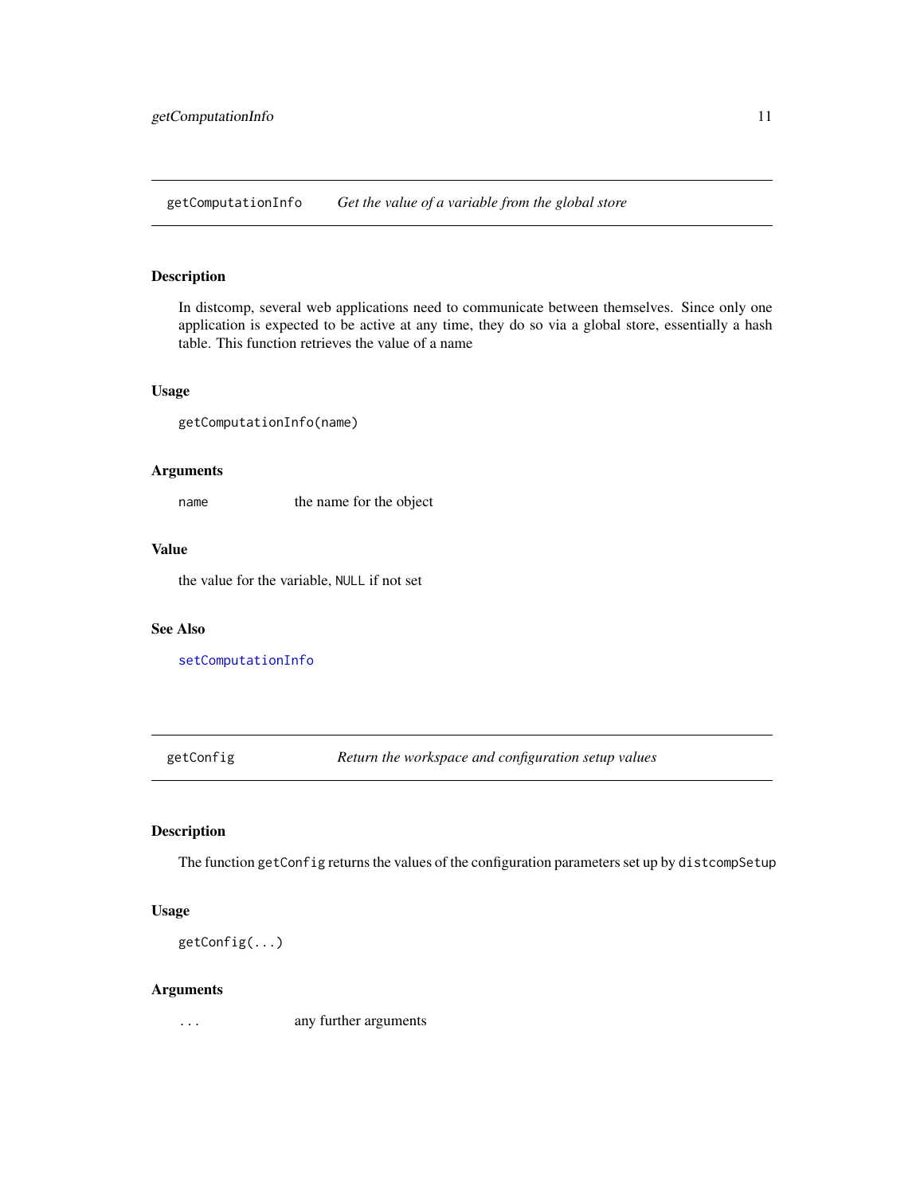## getComputationInfo    *Get the value of a variable from the global store*

### Description

In distcomp, several web applications need to communicate between themselves. Since only one application is expected to be active at any time, they do so via a global store, essentially a hash table. This function retrieves the value of a name

### Usage

```
getComputationInfo(name)
```

### Arguments

| | |
|---|---|
| `name` | the name for the object |

### Value

the value for the variable, `NULL` if not set

### See Also

`setComputationInfo`

## getConfig    *Return the workspace and configuration setup values*

### Description

The function `getConfig` returns the values of the configuration parameters set up by `distcompSetup`

### Usage

```
getConfig(...)
```

### Arguments

| | |
|---|---|
| `...` | any further arguments |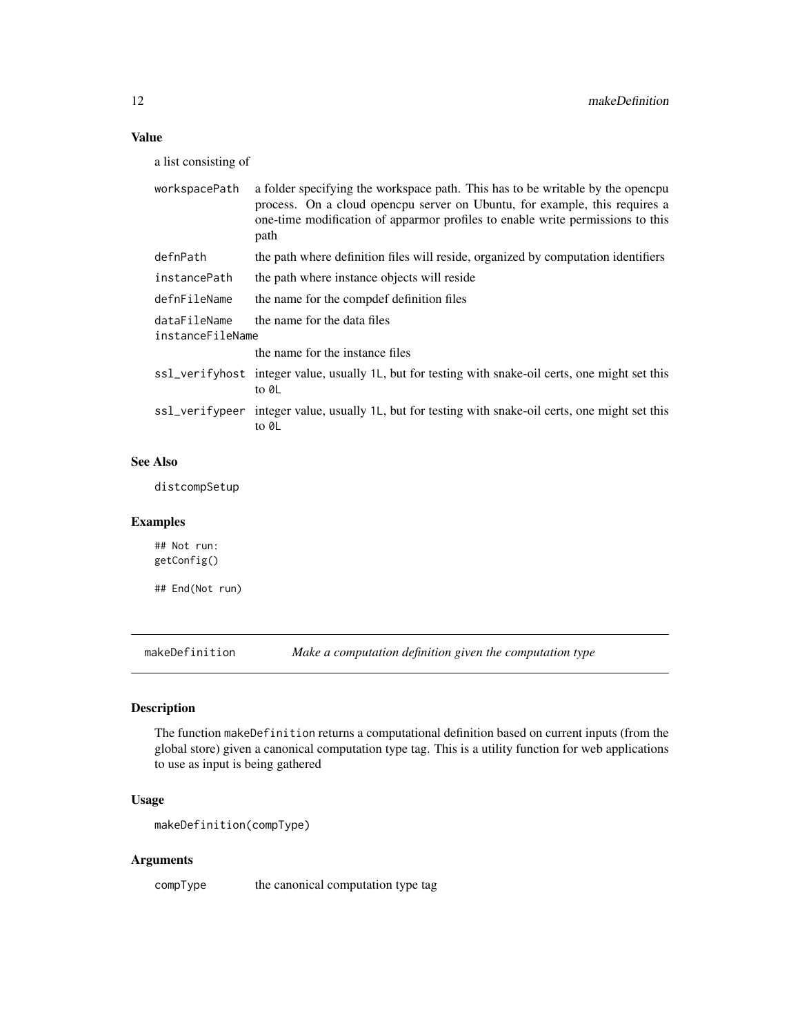### Value

a list consisting of

| | |
|---|---|
| `workspacePath` | a folder specifying the workspace path. This has to be writable by the opencpu process. On a cloud opencpu server on Ubuntu, for example, this requires a one-time modification of apparmor profiles to enable write permissions to this path |
| `defnPath` | the path where definition files will reside, organized by computation identifiers |
| `instancePath` | the path where instance objects will reside |
| `defnFileName` | the name for the compdef definition files |
| `dataFileName` | the name for the data files |
| `instanceFileName` | the name for the instance files |
| `ssl_verifyhost` | integer value, usually `1L`, but for testing with snake-oil certs, one might set this to `0L` |
| `ssl_verifypeer` | integer value, usually `1L`, but for testing with snake-oil certs, one might set this to `0L` |

### See Also

distcompSetup

### Examples

```
## Not run:
getConfig()

## End(Not run)
```

---

## makeDefinition *Make a computation definition given the computation type*

### Description

The function `makeDefinition` returns a computational definition based on current inputs (from the global store) given a canonical computation type tag. This is a utility function for web applications to use as input is being gathered

### Usage

```
makeDefinition(compType)
```

### Arguments

| | |
|---|---|
| `compType` | the canonical computation type tag |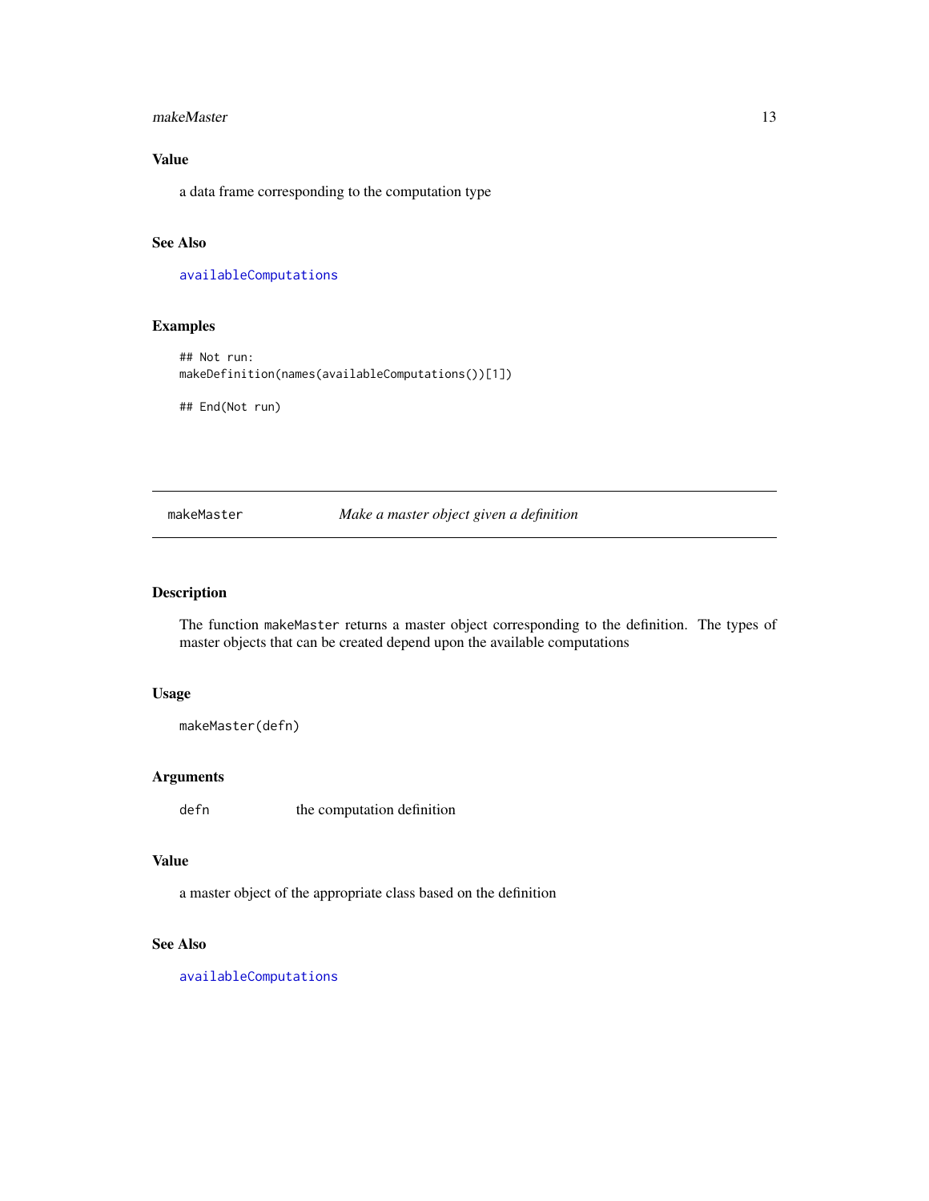## Value

a data frame corresponding to the computation type

## See Also

`availableComputations`

## Examples

```
## Not run:
makeDefinition(names(availableComputations())[1])

## End(Not run)
```

---

# makeMaster — *Make a master object given a definition*

## Description

The function `makeMaster` returns a master object corresponding to the definition. The types of master objects that can be created depend upon the available computations

## Usage

```
makeMaster(defn)
```

## Arguments

| | |
|---|---|
| defn | the computation definition |

## Value

a master object of the appropriate class based on the definition

## See Also

`availableComputations`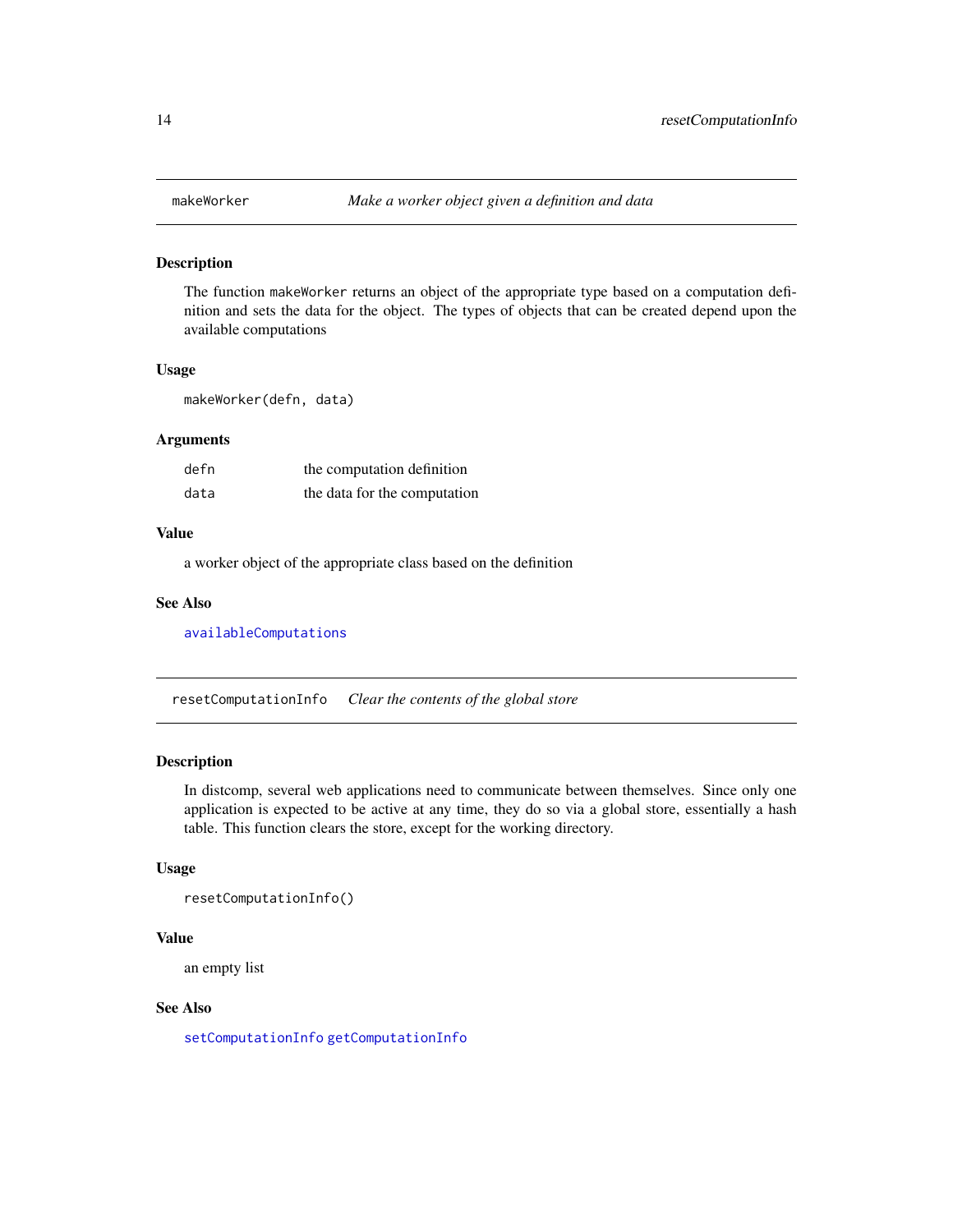## makeWorker — *Make a worker object given a definition and data*

### Description

The function makeWorker returns an object of the appropriate type based on a computation definition and sets the data for the object. The types of objects that can be created depend upon the available computations

### Usage

```
makeWorker(defn, data)
```

### Arguments

| | |
|---|---|
| defn | the computation definition |
| data | the data for the computation |

### Value

a worker object of the appropriate class based on the definition

### See Also

availableComputations

## resetComputationInfo — *Clear the contents of the global store*

### Description

In distcomp, several web applications need to communicate between themselves. Since only one application is expected to be active at any time, they do so via a global store, essentially a hash table. This function clears the store, except for the working directory.

### Usage

```
resetComputationInfo()
```

### Value

an empty list

### See Also

setComputationInfo getComputationInfo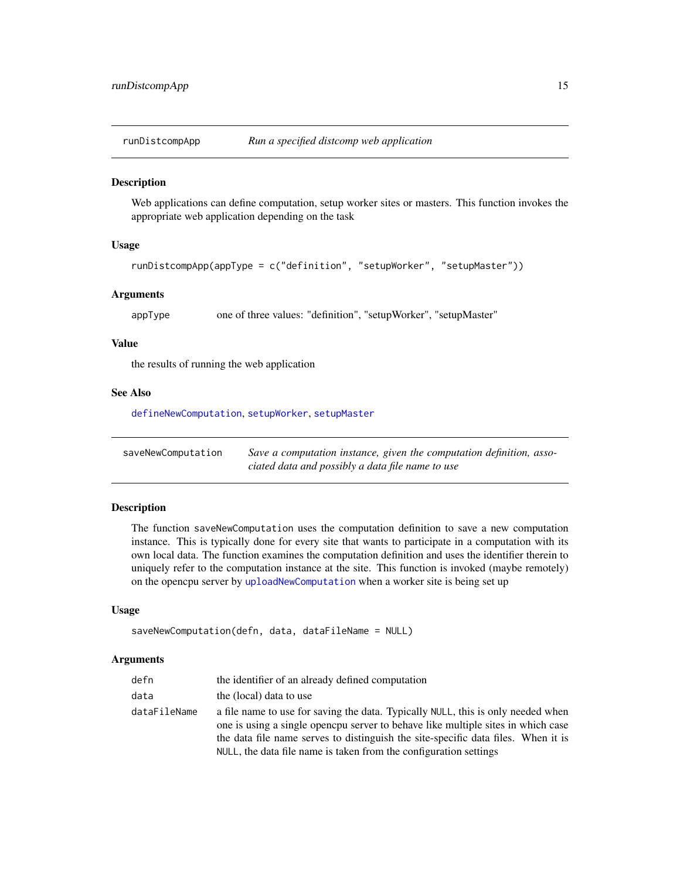## runDistcompApp — *Run a specified distcomp web application*

### Description

Web applications can define computation, setup worker sites or masters. This function invokes the appropriate web application depending on the task

### Usage

```
runDistcompApp(appType = c("definition", "setupWorker", "setupMaster"))
```

### Arguments

| | |
|---|---|
| appType | one of three values: "definition", "setupWorker", "setupMaster" |

### Value

the results of running the web application

### See Also

defineNewComputation, setupWorker, setupMaster

## saveNewComputation — *Save a computation instance, given the computation definition, associated data and possibly a data file name to use*

### Description

The function saveNewComputation uses the computation definition to save a new computation instance. This is typically done for every site that wants to participate in a computation with its own local data. The function examines the computation definition and uses the identifier therein to uniquely refer to the computation instance at the site. This function is invoked (maybe remotely) on the opencpu server by uploadNewComputation when a worker site is being set up

### Usage

```
saveNewComputation(defn, data, dataFileName = NULL)
```

### Arguments

| | |
|---|---|
| defn | the identifier of an already defined computation |
| data | the (local) data to use |
| dataFileName | a file name to use for saving the data. Typically NULL, this is only needed when one is using a single opencpu server to behave like multiple sites in which case the data file name serves to distinguish the site-specific data files. When it is NULL, the data file name is taken from the configuration settings |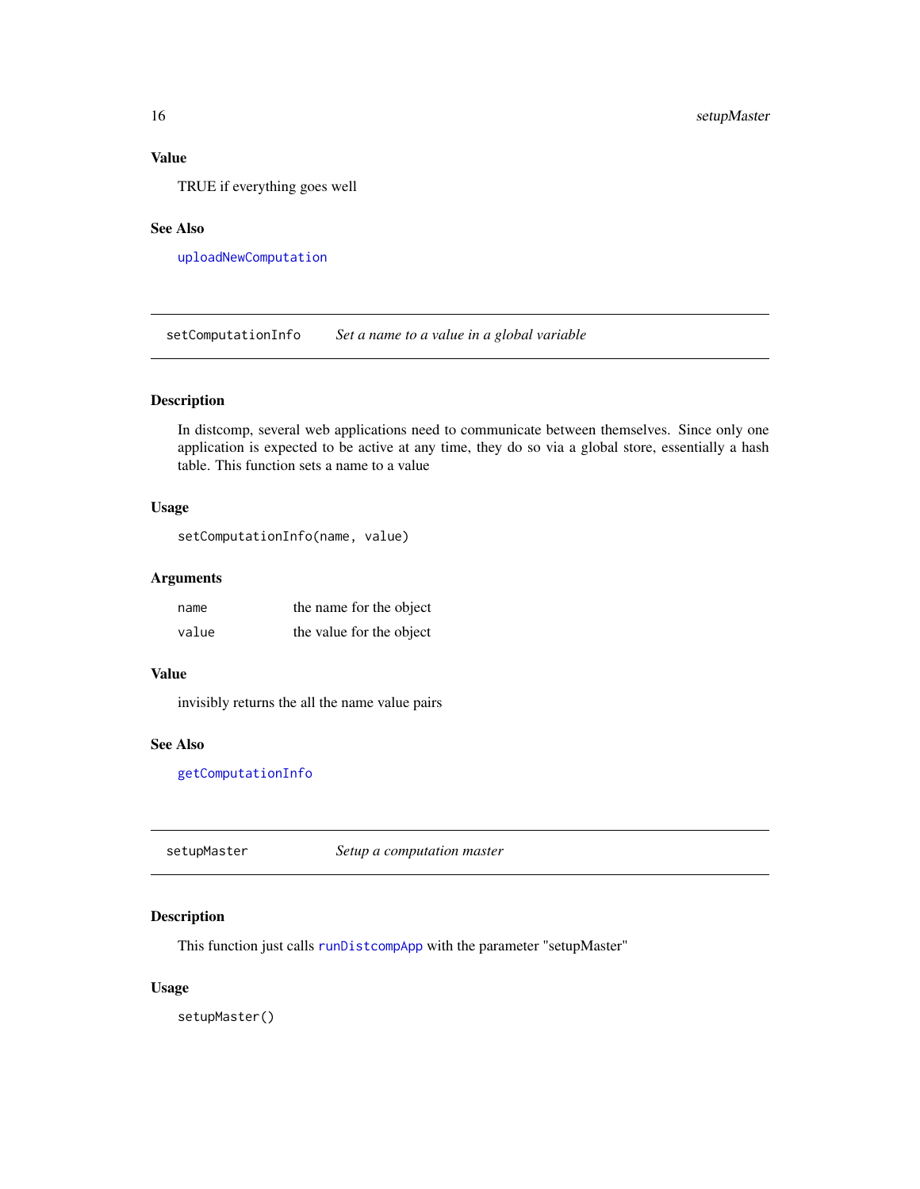### Value

TRUE if everything goes well

### See Also

uploadNewComputation

---

## setComputationInfo — *Set a name to a value in a global variable*

### Description

In distcomp, several web applications need to communicate between themselves. Since only one application is expected to be active at any time, they do so via a global store, essentially a hash table. This function sets a name to a value

### Usage

```
setComputationInfo(name, value)
```

### Arguments

| | |
|---|---|
| name | the name for the object |
| value | the value for the object |

### Value

invisibly returns the all the name value pairs

### See Also

getComputationInfo

---

## setupMaster — *Setup a computation master*

### Description

This function just calls runDistcompApp with the parameter "setupMaster"

### Usage

```
setupMaster()
```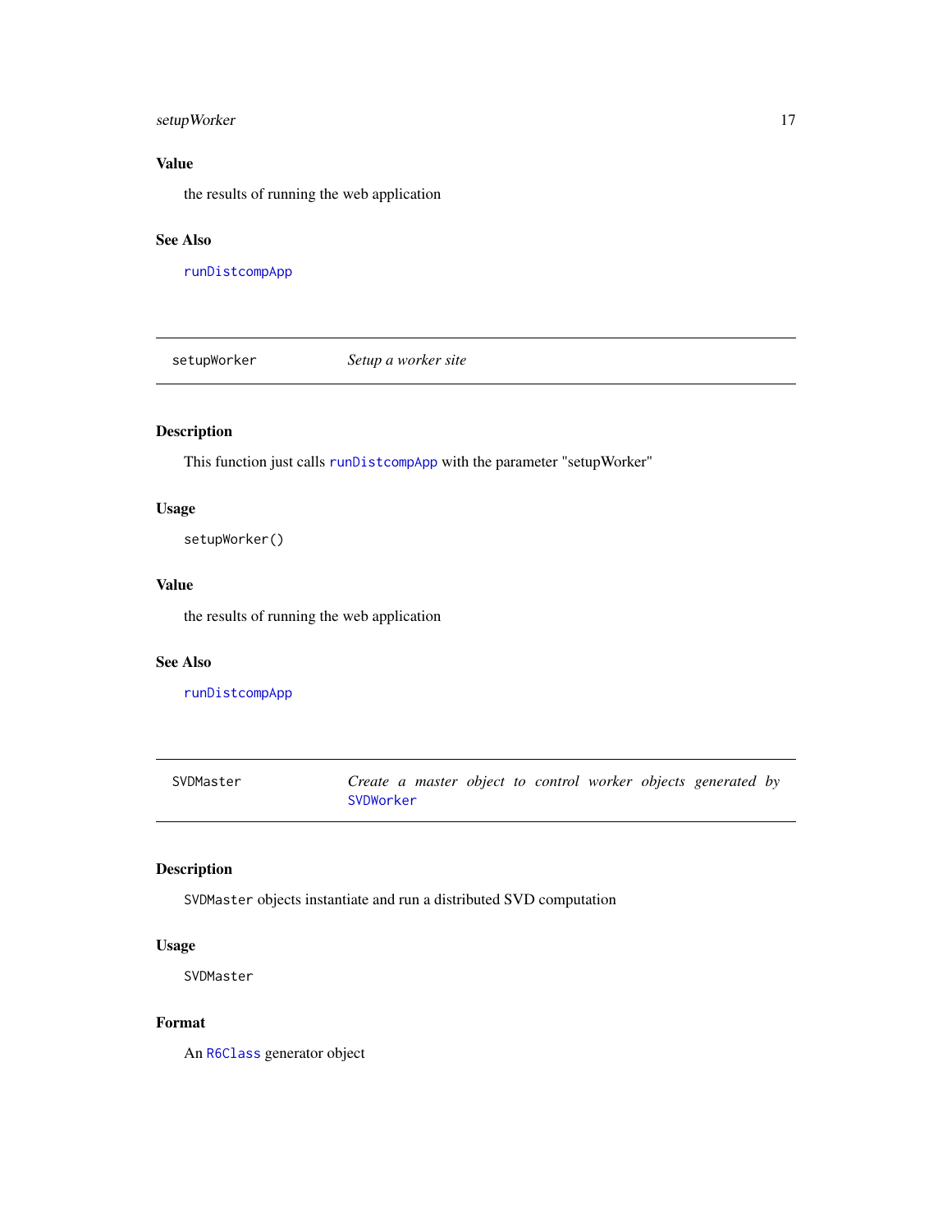### Value

the results of running the web application

### See Also

`runDistcompApp`

---

## `setupWorker` — *Setup a worker site*

### Description

This function just calls `runDistcompApp` with the parameter "setupWorker"

### Usage

```
setupWorker()
```

### Value

the results of running the web application

### See Also

`runDistcompApp`

---

## `SVDMaster` — *Create a master object to control worker objects generated by `SVDWorker`*

### Description

`SVDMaster` objects instantiate and run a distributed SVD computation

### Usage

```
SVDMaster
```

### Format

An `R6Class` generator object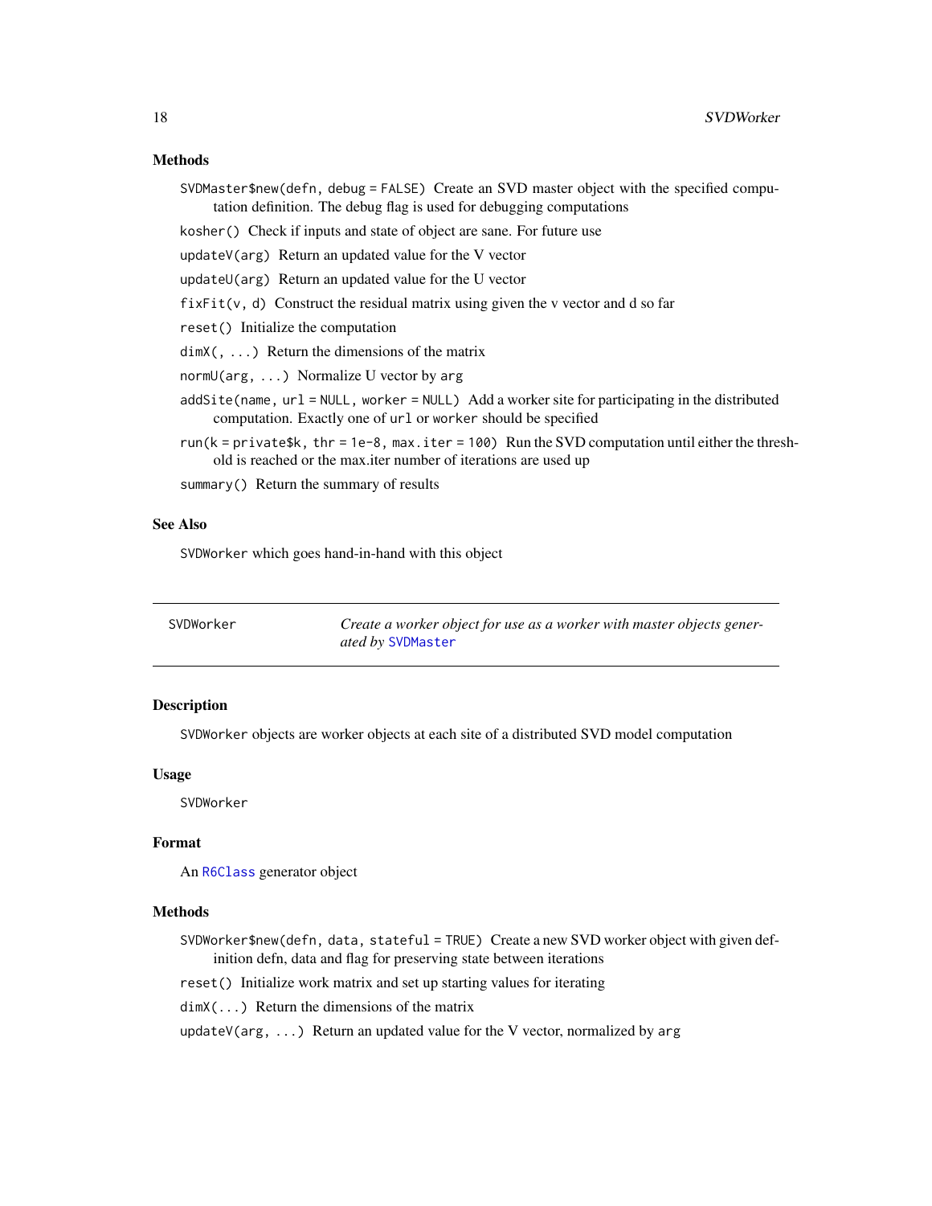### Methods

`SVDMaster$new(defn, debug = FALSE)` Create an SVD master object with the specified computation definition. The debug flag is used for debugging computations

`kosher()` Check if inputs and state of object are sane. For future use

`updateV(arg)` Return an updated value for the V vector

`updateU(arg)` Return an updated value for the U vector

`fixFit(v, d)` Construct the residual matrix using given the v vector and d so far

`reset()` Initialize the computation

`dimX(, ...)` Return the dimensions of the matrix

`normU(arg, ...)` Normalize U vector by `arg`

`addSite(name, url = NULL, worker = NULL)` Add a worker site for participating in the distributed computation. Exactly one of `url` or `worker` should be specified

`run(k = private$k, thr = 1e-8, max.iter = 100)` Run the SVD computation until either the threshold is reached or the max.iter number of iterations are used up

`summary()` Return the summary of results

### See Also

`SVDWorker` which goes hand-in-hand with this object

---

## SVDWorker — *Create a worker object for use as a worker with master objects generated by `SVDMaster`*

### Description

`SVDWorker` objects are worker objects at each site of a distributed SVD model computation

### Usage

```
SVDWorker
```

### Format

An `R6Class` generator object

### Methods

`SVDWorker$new(defn, data, stateful = TRUE)` Create a new SVD worker object with given definition defn, data and flag for preserving state between iterations

`reset()` Initialize work matrix and set up starting values for iterating

`dimX(...)` Return the dimensions of the matrix

`updateV(arg, ...)` Return an updated value for the V vector, normalized by `arg`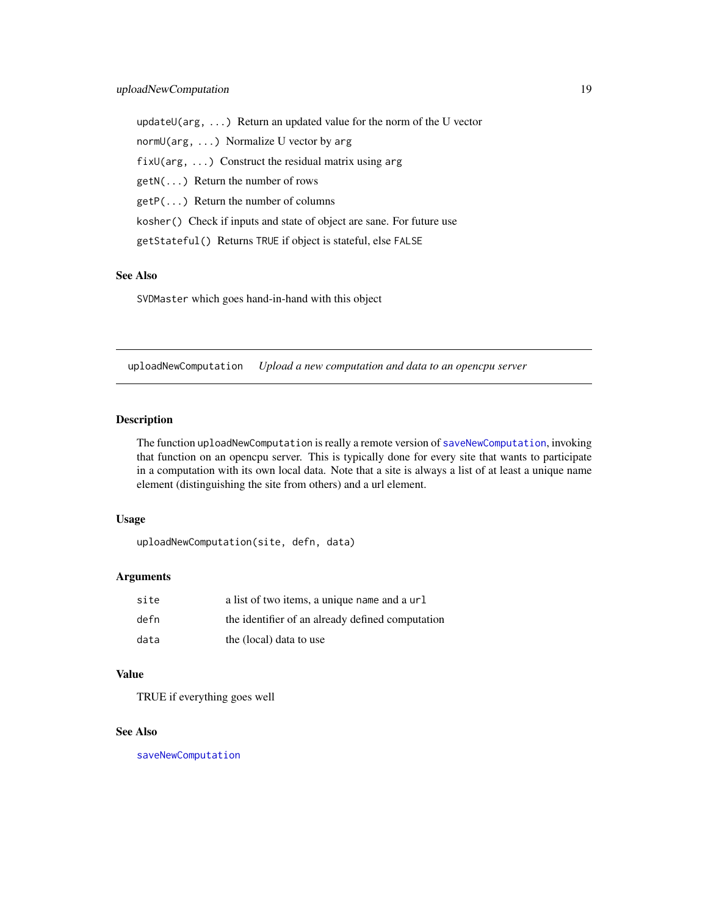`updateU(arg, ...)` Return an updated value for the norm of the U vector

`normU(arg, ...)` Normalize U vector by `arg`

`fixU(arg, ...)` Construct the residual matrix using `arg`

`getN(...)` Return the number of rows

`getP(...)` Return the number of columns

`kosher()` Check if inputs and state of object are sane. For future use

`getStateful()` Returns `TRUE` if object is stateful, else `FALSE`

### See Also

`SVDMaster` which goes hand-in-hand with this object

---

## uploadNewComputation    *Upload a new computation and data to an opencpu server*

---

### Description

The function `uploadNewComputation` is really a remote version of `saveNewComputation`, invoking that function on an opencpu server. This is typically done for every site that wants to participate in a computation with its own local data. Note that a site is always a list of at least a unique name element (distinguishing the site from others) and a url element.

### Usage

```
uploadNewComputation(site, defn, data)
```

### Arguments

| | |
|---|---|
| site | a list of two items, a unique `name` and a `url` |
| defn | the identifier of an already defined computation |
| data | the (local) data to use |

### Value

TRUE if everything goes well

### See Also

`saveNewComputation`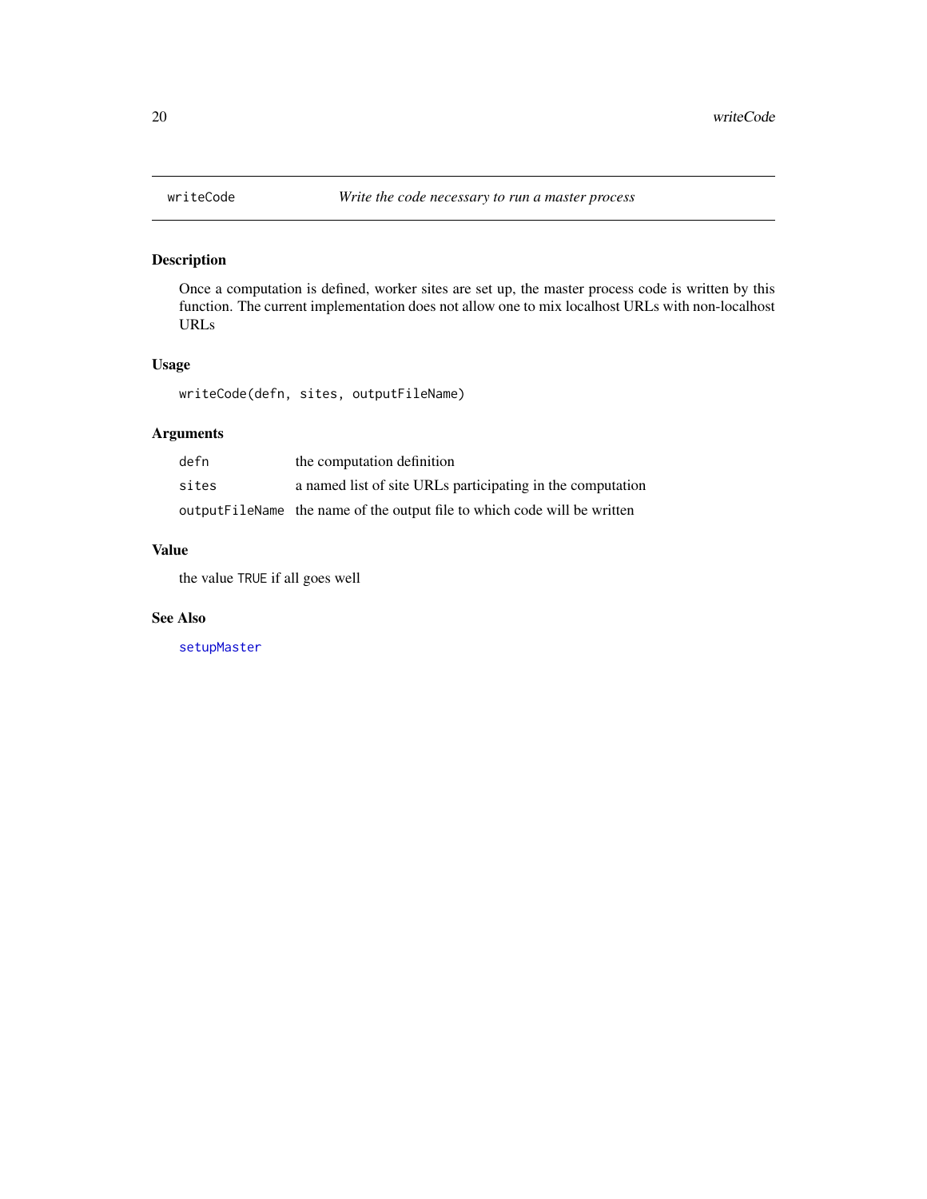## writeCode — *Write the code necessary to run a master process*

### Description

Once a computation is defined, worker sites are set up, the master process code is written by this function. The current implementation does not allow one to mix localhost URLs with non-localhost URLs

### Usage

```
writeCode(defn, sites, outputFileName)
```

### Arguments

| | |
|---|---|
| `defn` | the computation definition |
| `sites` | a named list of site URLs participating in the computation |
| `outputFileName` | the name of the output file to which code will be written |

### Value

the value `TRUE` if all goes well

### See Also

`setupMaster`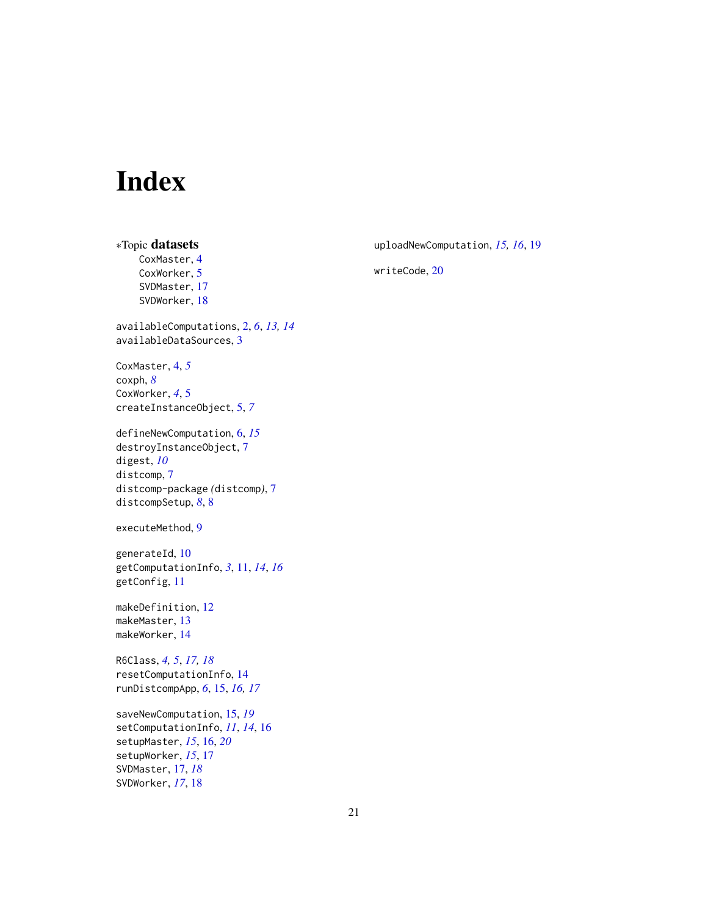# Index

*Topic **datasets**

CoxMaster, 4
CoxWorker, 5
SVDMaster, 17
SVDWorker, 18

availableComputations, 2, *6*, *13, 14*
availableDataSources, 3

CoxMaster, 4, *5*
coxph, *8*
CoxWorker, *4*, 5
createInstanceObject, 5, *7*

defineNewComputation, 6, *15*
destroyInstanceObject, 7
digest, *10*
distcomp, 7
distcomp-package (distcomp), 7
distcompSetup, *8*, 8

executeMethod, 9

generateId, 10
getComputationInfo, *3*, 11, *14*, *16*
getConfig, 11

makeDefinition, 12
makeMaster, 13
makeWorker, 14

R6Class, *4, 5*, *17, 18*
resetComputationInfo, 14
runDistcompApp, *6*, 15, *16, 17*

saveNewComputation, 15, *19*
setComputationInfo, *11*, *14*, 16
setupMaster, *15*, 16, *20*
setupWorker, *15*, 17
SVDMaster, 17, *18*
SVDWorker, *17*, 18

uploadNewComputation, *15, 16*, 19

writeCode, 20